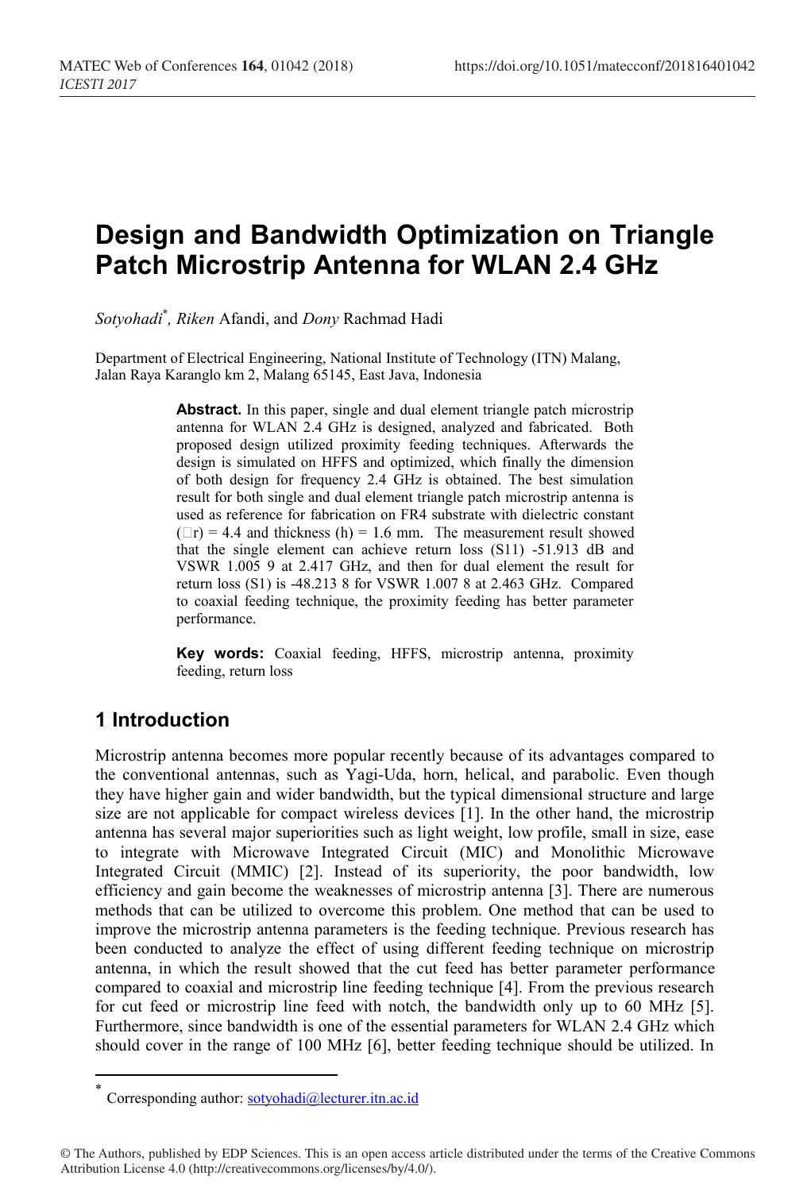# Design and Bandwidth Optimization on Triangle Patch Microstrip Antenna for WLAN 2.4 GHz

*Sotyohadi*[*], *Riken* Afandi, and *Dony* Rachmad Hadi

Department of Electrical Engineering, National Institute of Technology (ITN) Malang, Jalan Raya Karanglo km 2, Malang 65145, East Java, Indonesia

**Abstract.** In this paper, single and dual element triangle patch microstrip antenna for WLAN 2.4 GHz is designed, analyzed and fabricated. Both proposed design utilized proximity feeding techniques. Afterwards the design is simulated on HFFS and optimized, which finally the dimension of both design for frequency 2.4 GHz is obtained. The best simulation result for both single and dual element triangle patch microstrip antenna is used as reference for fabrication on FR4 substrate with dielectric constant ($\varepsilon r$) = 4.4 and thickness (h) = 1.6 mm. The measurement result showed that the single element can achieve return loss (S11) -51.913 dB and VSWR 1.005 9 at 2.417 GHz, and then for dual element the result for return loss (S1) is -48.213 8 for VSWR 1.007 8 at 2.463 GHz. Compared to coaxial feeding technique, the proximity feeding has better parameter performance.

**Key words:** Coaxial feeding, HFFS, microstrip antenna, proximity feeding, return loss

## 1 Introduction

Microstrip antenna becomes more popular recently because of its advantages compared to the conventional antennas, such as Yagi-Uda, horn, helical, and parabolic. Even though they have higher gain and wider bandwidth, but the typical dimensional structure and large size are not applicable for compact wireless devices [1]. In the other hand, the microstrip antenna has several major superiorities such as light weight, low profile, small in size, ease to integrate with Microwave Integrated Circuit (MIC) and Monolithic Microwave Integrated Circuit (MMIC) [2]. Instead of its superiority, the poor bandwidth, low efficiency and gain become the weaknesses of microstrip antenna [3]. There are numerous methods that can be utilized to overcome this problem. One method that can be used to improve the microstrip antenna parameters is the feeding technique. Previous research has been conducted to analyze the effect of using different feeding technique on microstrip antenna, in which the result showed that the cut feed has better parameter performance compared to coaxial and microstrip line feeding technique [4]. From the previous research for cut feed or microstrip line feed with notch, the bandwidth only up to 60 MHz [5]. Furthermore, since bandwidth is one of the essential parameters for WLAN 2.4 GHz which should cover in the range of 100 MHz [6], better feeding technique should be utilized. In

[*] Corresponding author: sotyohadi@lecturer.itn.ac.id

© The Authors, published by EDP Sciences. This is an open access article distributed under the terms of the Creative Commons Attribution License 4.0 (http://creativecommons.org/licenses/by/4.0/).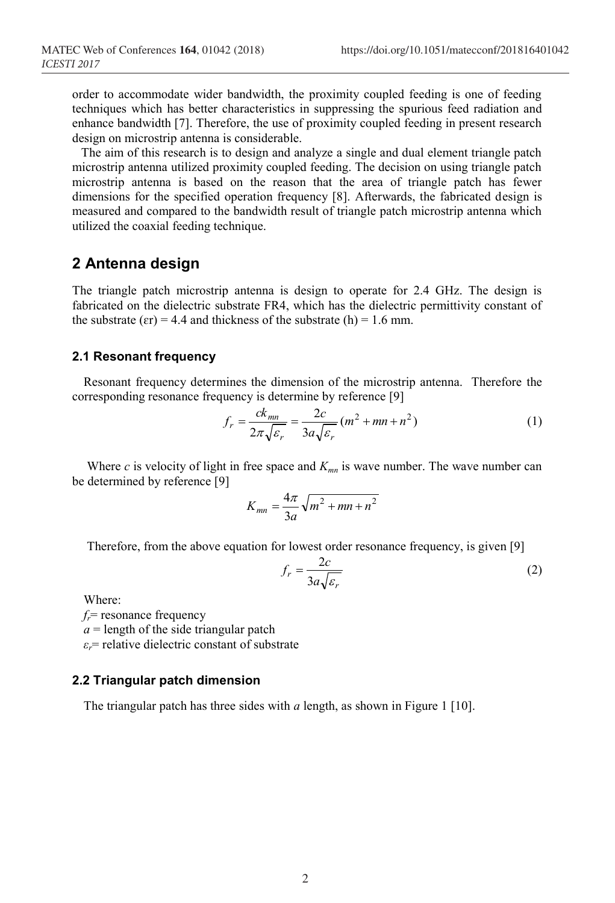order to accommodate wider bandwidth, the proximity coupled feeding is one of feeding techniques which has better characteristics in suppressing the spurious feed radiation and enhance bandwidth [7]. Therefore, the use of proximity coupled feeding in present research design on microstrip antenna is considerable.

The aim of this research is to design and analyze a single and dual element triangle patch microstrip antenna utilized proximity coupled feeding. The decision on using triangle patch microstrip antenna is based on the reason that the area of triangle patch has fewer dimensions for the specified operation frequency [8]. Afterwards, the fabricated design is measured and compared to the bandwidth result of triangle patch microstrip antenna which utilized the coaxial feeding technique.

## 2 Antenna design

The triangle patch microstrip antenna is design to operate for 2.4 GHz. The design is fabricated on the dielectric substrate FR4, which has the dielectric permittivity constant of the substrate ($\varepsilon r$) = 4.4 and thickness of the substrate (h) = 1.6 mm.

### 2.1 Resonant frequency

Resonant frequency determines the dimension of the microstrip antenna. Therefore the corresponding resonance frequency is determine by reference [9]

$$f_r = \frac{ck_{mn}}{2\pi\sqrt{\varepsilon_r}} = \frac{2c}{3a\sqrt{\varepsilon_r}}(m^2 + mn + n^2) \tag{1}$$

Where $c$ is velocity of light in free space and $K_{mn}$ is wave number. The wave number can be determined by reference [9]

$$K_{mn} = \frac{4\pi}{3a}\sqrt{m^2 + mn + n^2}$$

Therefore, from the above equation for lowest order resonance frequency, is given [9]

$$f_r = \frac{2c}{3a\sqrt{\varepsilon_r}} \tag{2}$$

Where:

$f_r$= resonance frequency

$a$ = length of the side triangular patch

$\varepsilon_r$= relative dielectric constant of substrate

### 2.2 Triangular patch dimension

The triangular patch has three sides with $a$ length, as shown in Figure 1 [10].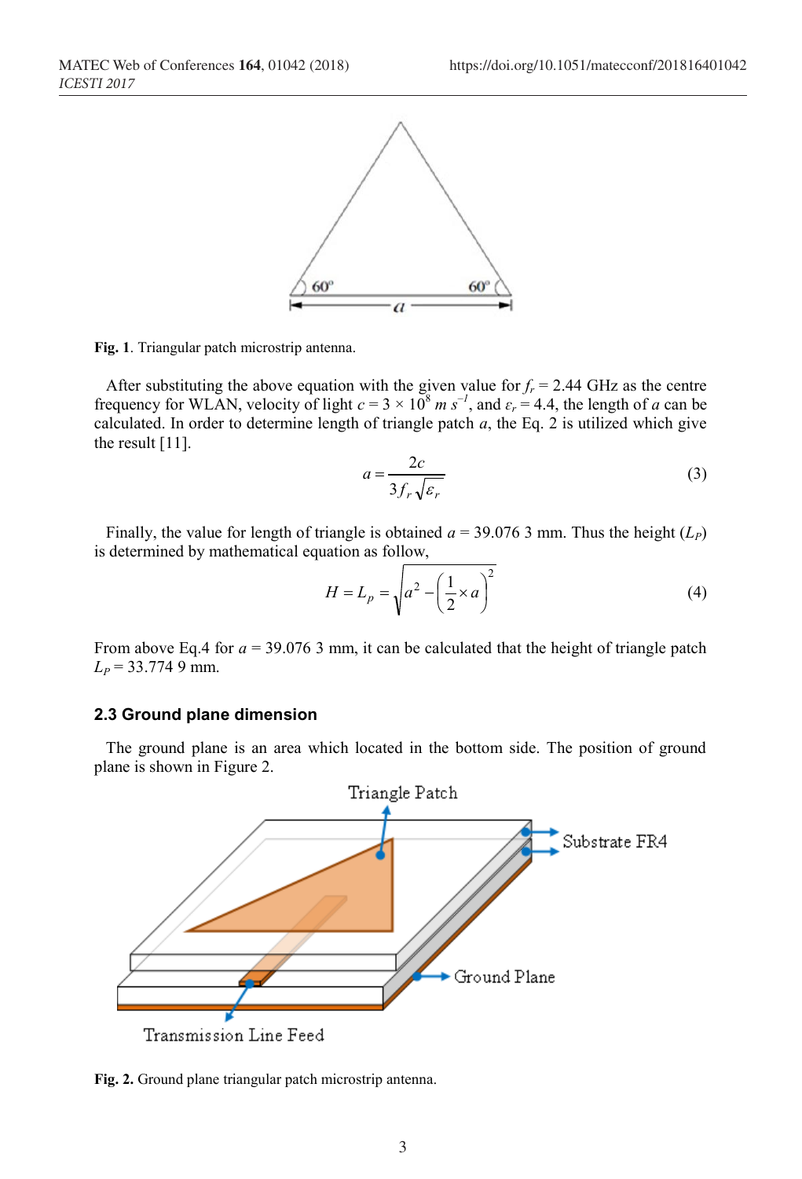Fig. 1. Triangular patch microstrip antenna.

After substituting the above equation with the given value for $f_r$ = 2.44 GHz as the centre frequency for WLAN, velocity of light $c = 3 \times 10^8\ m\ s^{-1}$, and $\varepsilon_r = 4.4$, the length of $a$ can be calculated. In order to determine length of triangle patch $a$, the Eq. 2 is utilized which give the result [11].

$$a = \frac{2c}{3 f_r \sqrt{\varepsilon_r}} \tag{3}$$

Finally, the value for length of triangle is obtained $a$ = 39.076 3 mm. Thus the height ($L_P$) is determined by mathematical equation as follow,

$$H = L_p = \sqrt{a^2 - \left(\frac{1}{2} \times a\right)^2} \tag{4}$$

From above Eq.4 for $a$ = 39.076 3 mm, it can be calculated that the height of triangle patch $L_P$ = 33.774 9 mm.

### 2.3 Ground plane dimension

The ground plane is an area which located in the bottom side. The position of ground plane is shown in Figure 2.

Fig. 2. Ground plane triangular patch microstrip antenna.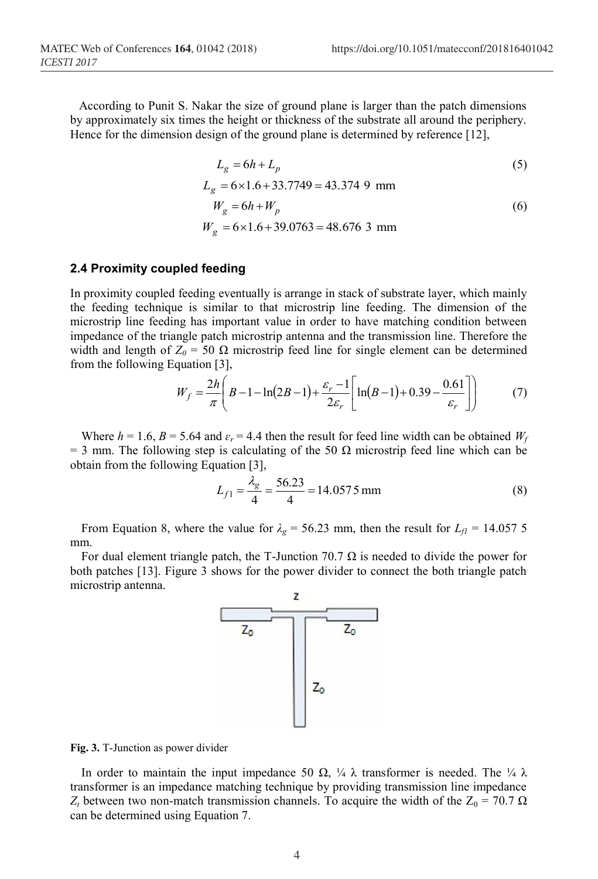According to Punit S. Nakar the size of ground plane is larger than the patch dimensions by approximately six times the height or thickness of the substrate all around the periphery. Hence for the dimension design of the ground plane is determined by reference [12],

$$L_g = 6h + L_p \tag{5}$$

$$L_g = 6 \times 1.6 + 33.7749 = 43.374\ 9 \text{ mm}$$

$$W_g = 6h + W_p \tag{6}$$

$$W_g = 6 \times 1.6 + 39.0763 = 48.676\ 3 \text{ mm}$$

### 2.4 Proximity coupled feeding

In proximity coupled feeding eventually is arrange in stack of substrate layer, which mainly the feeding technique is similar to that microstrip line feeding. The dimension of the microstrip line feeding has important value in order to have matching condition between impedance of the triangle patch microstrip antenna and the transmission line. Therefore the width and length of $Z_0$ = 50 Ω microstrip feed line for single element can be determined from the following Equation [3],

$$W_f = \frac{2h}{\pi}\left(B - 1 - \ln(2B-1) + \frac{\varepsilon_r - 1}{2\varepsilon_r}\left[\ln(B-1) + 0.39 - \frac{0.61}{\varepsilon_r}\right]\right) \tag{7}$$

Where $h$ = 1.6, $B$ = 5.64 and $\varepsilon_r$ = 4.4 then the result for feed line width can be obtained $W_f$ = 3 mm. The following step is calculating of the 50 Ω microstrip feed line which can be obtain from the following Equation [3],

$$L_{f1} = \frac{\lambda_g}{4} = \frac{56.23}{4} = 14.057\,5 \text{ mm} \tag{8}$$

From Equation 8, where the value for $\lambda_g$ = 56.23 mm, then the result for $L_{f1}$ = 14.057 5 mm.

For dual element triangle patch, the T-Junction 70.7 Ω is needed to divide the power for both patches [13]. Figure 3 shows for the power divider to connect the both triangle patch microstrip antenna.

**Fig. 3.** T-Junction as power divider

In order to maintain the input impedance 50 Ω, ¼ λ transformer is needed. The ¼ λ transformer is an impedance matching technique by providing transmission line impedance $Z_t$ between two non-match transmission channels. To acquire the width of the $Z_0$ = 70.7 Ω can be determined using Equation 7.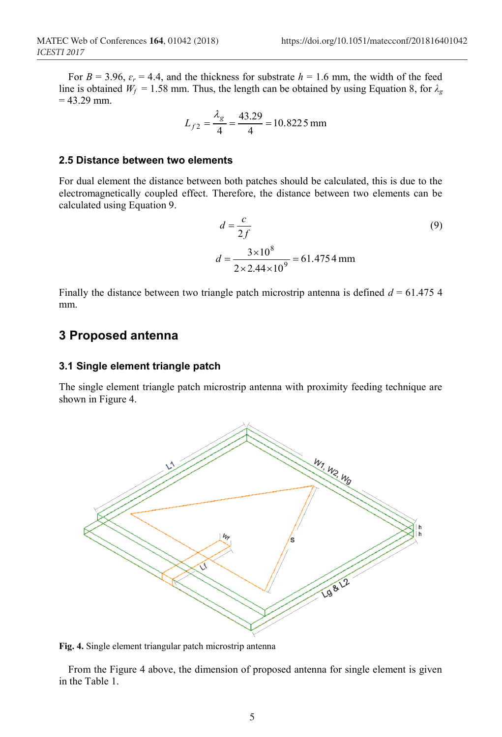For $B = 3.96$, $\varepsilon_r = 4.4$, and the thickness for substrate $h = 1.6$ mm, the width of the feed line is obtained $W_f = 1.58$ mm. Thus, the length can be obtained by using Equation 8, for $\lambda_g = 43.29$ mm.

$$L_{f2} = \frac{\lambda_g}{4} = \frac{43.29}{4} = 10.8225 \text{ mm}$$

### 2.5 Distance between two elements

For dual element the distance between both patches should be calculated, this is due to the electromagnetically coupled effect. Therefore, the distance between two elements can be calculated using Equation 9.

$$d = \frac{c}{2f} \tag{9}$$

$$d = \frac{3 \times 10^8}{2 \times 2.44 \times 10^9} = 61.4754 \text{ mm}$$

Finally the distance between two triangle patch microstrip antenna is defined $d = 61.475\ 4$ mm.

## 3 Proposed antenna

### 3.1 Single element triangle patch

The single element triangle patch microstrip antenna with proximity feeding technique are shown in Figure 4.

**Fig. 4.** Single element triangular patch microstrip antenna

From the Figure 4 above, the dimension of proposed antenna for single element is given in the Table 1.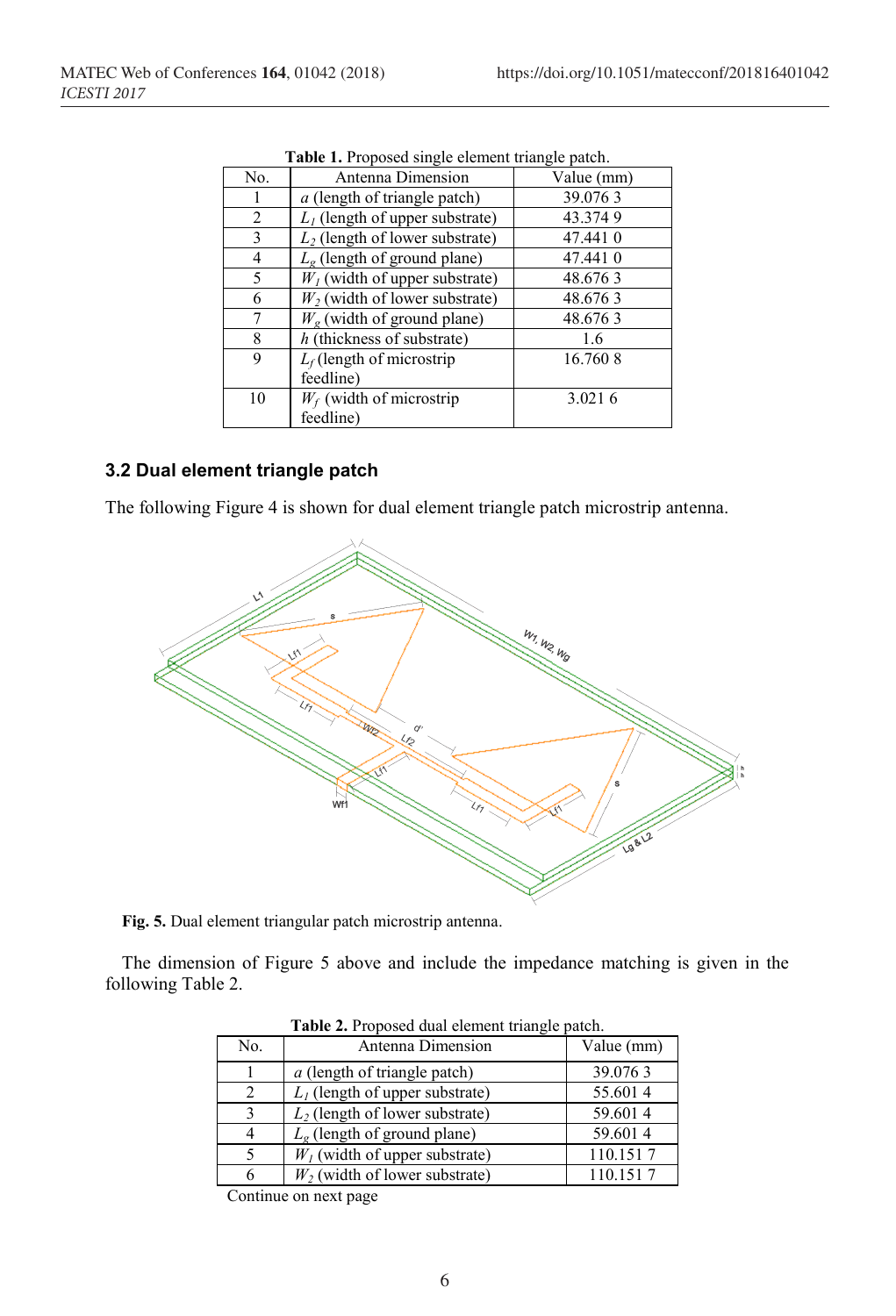**Table 1.** Proposed single element triangle patch.

| No. | Antenna Dimension | Value (mm) |
|---|---|---|
| 1 | $a$ (length of triangle patch) | 39.076 3 |
| 2 | $L_1$ (length of upper substrate) | 43.374 9 |
| 3 | $L_2$ (length of lower substrate) | 47.441 0 |
| 4 | $L_g$ (length of ground plane) | 47.441 0 |
| 5 | $W_1$ (width of upper substrate) | 48.676 3 |
| 6 | $W_2$ (width of lower substrate) | 48.676 3 |
| 7 | $W_g$ (width of ground plane) | 48.676 3 |
| 8 | $h$ (thickness of substrate) | 1.6 |
| 9 | $L_f$ (length of microstrip feedline) | 16.760 8 |
| 10 | $W_f$ (width of microstrip feedline) | 3.021 6 |

### 3.2 Dual element triangle patch

The following Figure 4 is shown for dual element triangle patch microstrip antenna.

**Fig. 5.** Dual element triangular patch microstrip antenna.

The dimension of Figure 5 above and include the impedance matching is given in the following Table 2.

**Table 2.** Proposed dual element triangle patch.

| No. | Antenna Dimension | Value (mm) |
|---|---|---|
| 1 | $a$ (length of triangle patch) | 39.076 3 |
| 2 | $L_1$ (length of upper substrate) | 55.601 4 |
| 3 | $L_2$ (length of lower substrate) | 59.601 4 |
| 4 | $L_g$ (length of ground plane) | 59.601 4 |
| 5 | $W_1$ (width of upper substrate) | 110.151 7 |
| 6 | $W_2$ (width of lower substrate) | 110.151 7 |

Continue on next page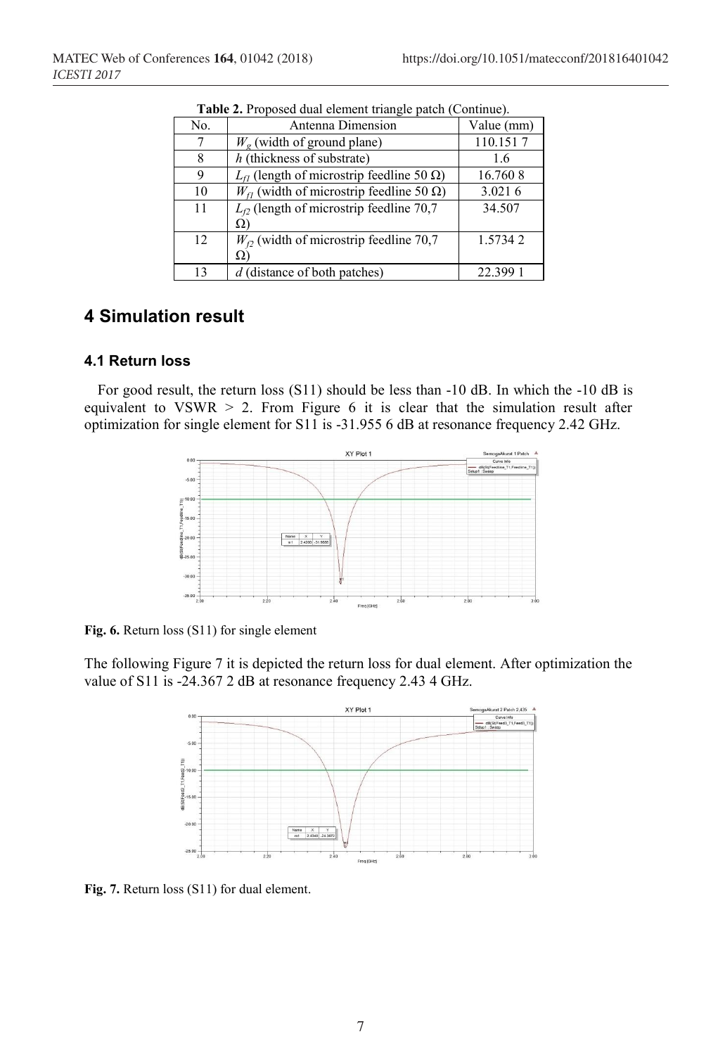**Table 2.** Proposed dual element triangle patch (Continue).

| No. | Antenna Dimension | Value (mm) |
|---|---|---|
| 7 | $W_g$ (width of ground plane) | 110.151 7 |
| 8 | $h$ (thickness of substrate) | 1.6 |
| 9 | $L_{f1}$ (length of microstrip feedline 50 Ω) | 16.760 8 |
| 10 | $W_{f1}$ (width of microstrip feedline 50 Ω) | 3.021 6 |
| 11 | $L_{f2}$ (length of microstrip feedline 70,7 Ω) | 34.507 |
| 12 | $W_{f2}$ (width of microstrip feedline 70,7 Ω) | 1.5734 2 |
| 13 | $d$ (distance of both patches) | 22.399 1 |

## 4 Simulation result

### 4.1 Return loss

For good result, the return loss (S11) should be less than -10 dB. In which the -10 dB is equivalent to VSWR > 2. From Figure 6 it is clear that the simulation result after optimization for single element for S11 is -31.955 6 dB at resonance frequency 2.42 GHz.

**Fig. 6.** Return loss (S11) for single element

The following Figure 7 it is depicted the return loss for dual element. After optimization the value of S11 is -24.367 2 dB at resonance frequency 2.43 4 GHz.

**Fig. 7.** Return loss (S11) for dual element.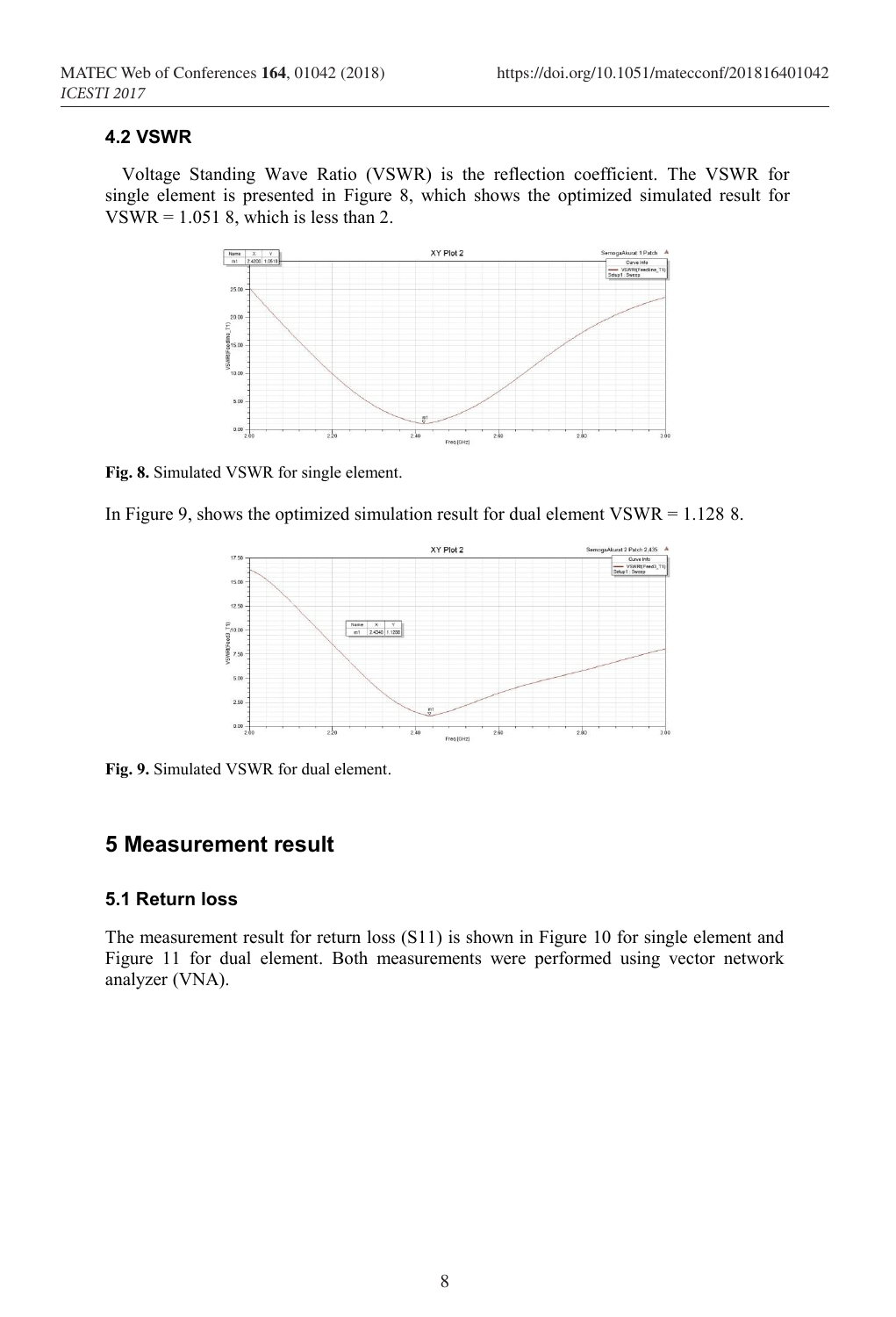### 4.2 VSWR

Voltage Standing Wave Ratio (VSWR) is the reflection coefficient. The VSWR for single element is presented in Figure 8, which shows the optimized simulated result for VSWR = 1.051 8, which is less than 2.

**Fig. 8.** Simulated VSWR for single element.

In Figure 9, shows the optimized simulation result for dual element VSWR = 1.128 8.

**Fig. 9.** Simulated VSWR for dual element.

## 5 Measurement result

### 5.1 Return loss

The measurement result for return loss (S11) is shown in Figure 10 for single element and Figure 11 for dual element. Both measurements were performed using vector network analyzer (VNA).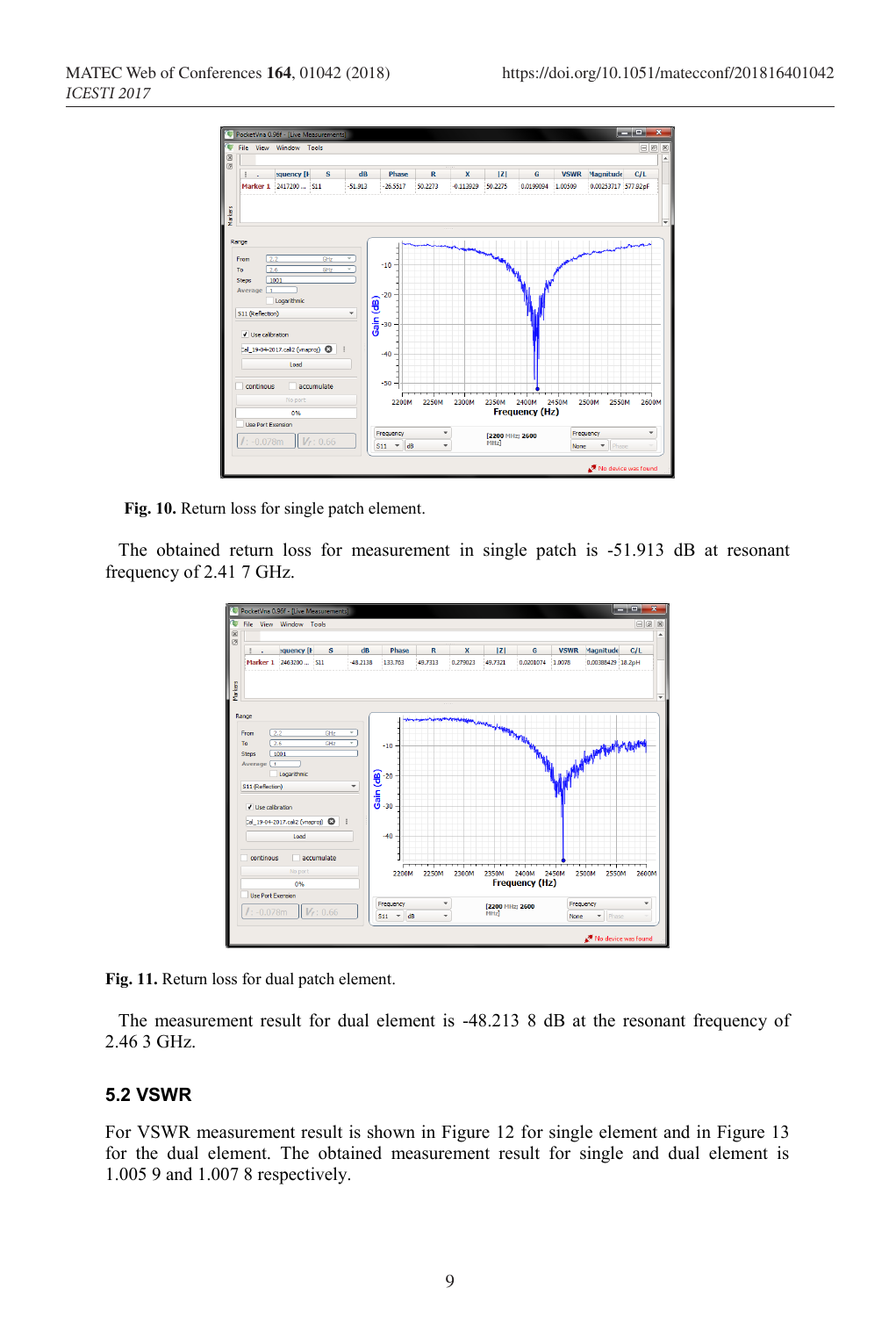**Fig. 10.** Return loss for single patch element.

The obtained return loss for measurement in single patch is -51.913 dB at resonant frequency of 2.41 7 GHz.

**Fig. 11.** Return loss for dual patch element.

The measurement result for dual element is -48.213 8 dB at the resonant frequency of 2.46 3 GHz.

## 5.2 VSWR

For VSWR measurement result is shown in Figure 12 for single element and in Figure 13 for the dual element. The obtained measurement result for single and dual element is 1.005 9 and 1.007 8 respectively.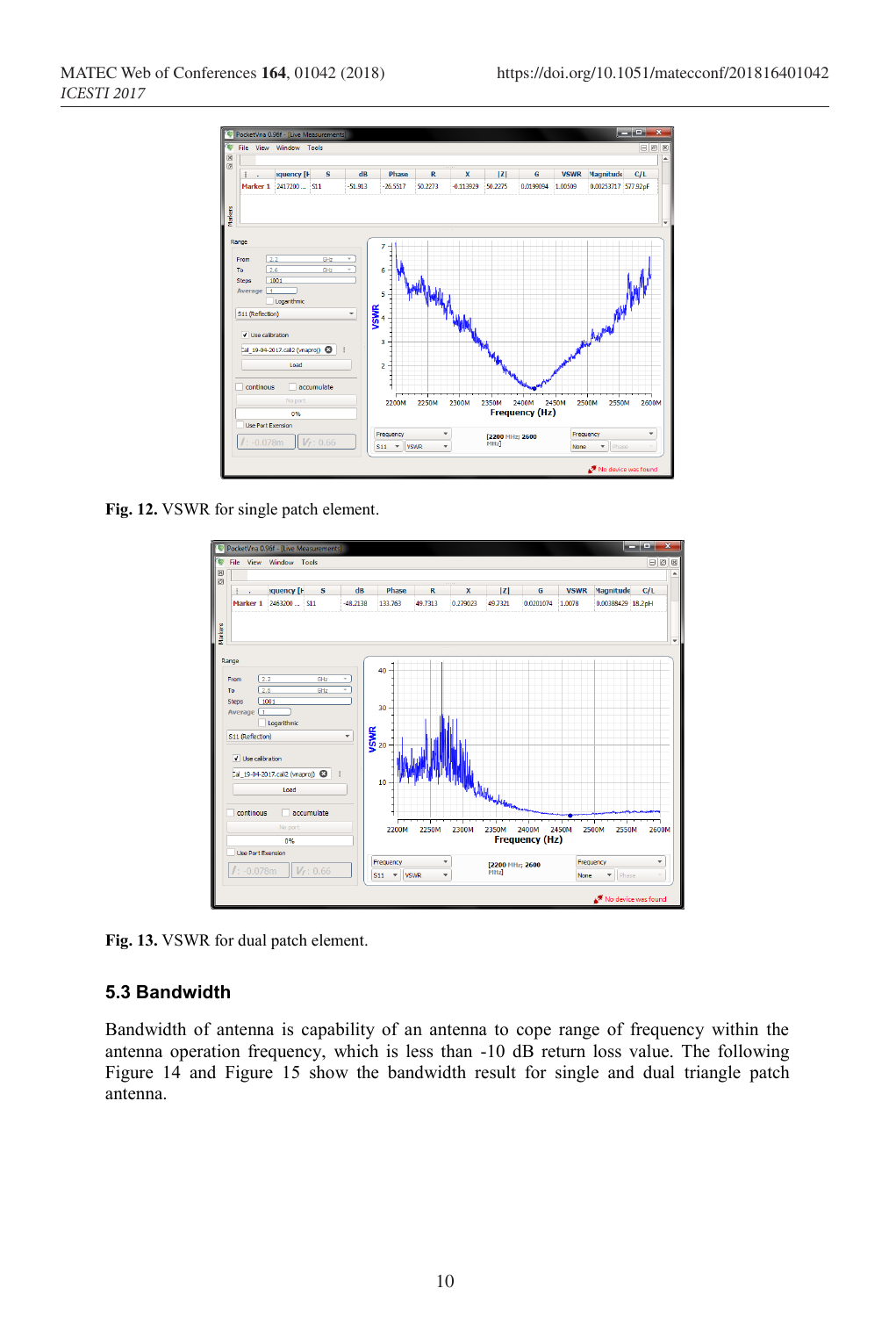Fig. 12. VSWR for single patch element.

Fig. 13. VSWR for dual patch element.

### 5.3 Bandwidth

Bandwidth of antenna is capability of an antenna to cope range of frequency within the antenna operation frequency, which is less than -10 dB return loss value. The following Figure 14 and Figure 15 show the bandwidth result for single and dual triangle patch antenna.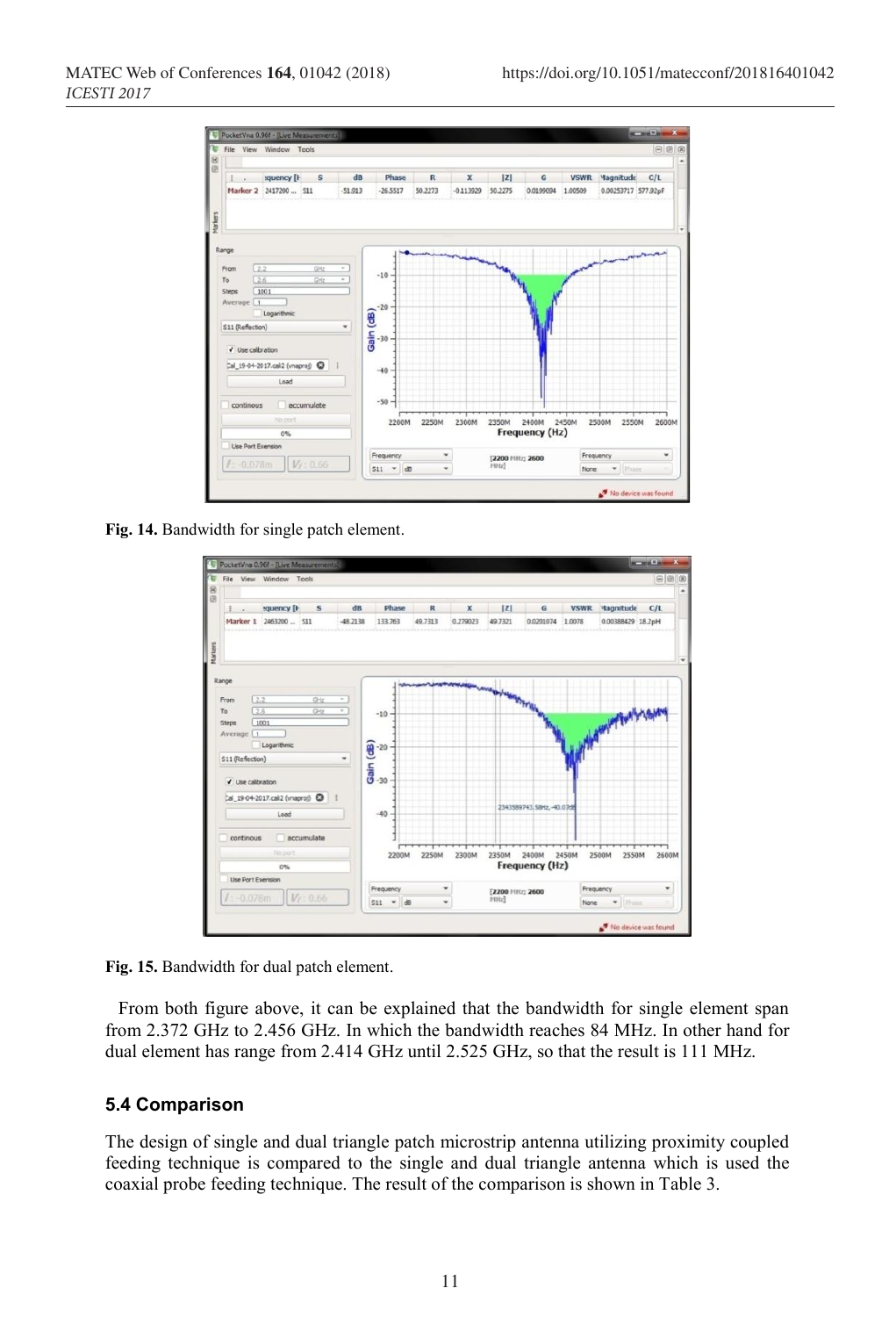Fig. 14. Bandwidth for single patch element.

Fig. 15. Bandwidth for dual patch element.

From both figure above, it can be explained that the bandwidth for single element span from 2.372 GHz to 2.456 GHz. In which the bandwidth reaches 84 MHz. In other hand for dual element has range from 2.414 GHz until 2.525 GHz, so that the result is 111 MHz.

### 5.4 Comparison

The design of single and dual triangle patch microstrip antenna utilizing proximity coupled feeding technique is compared to the single and dual triangle antenna which is used the coaxial probe feeding technique. The result of the comparison is shown in Table 3.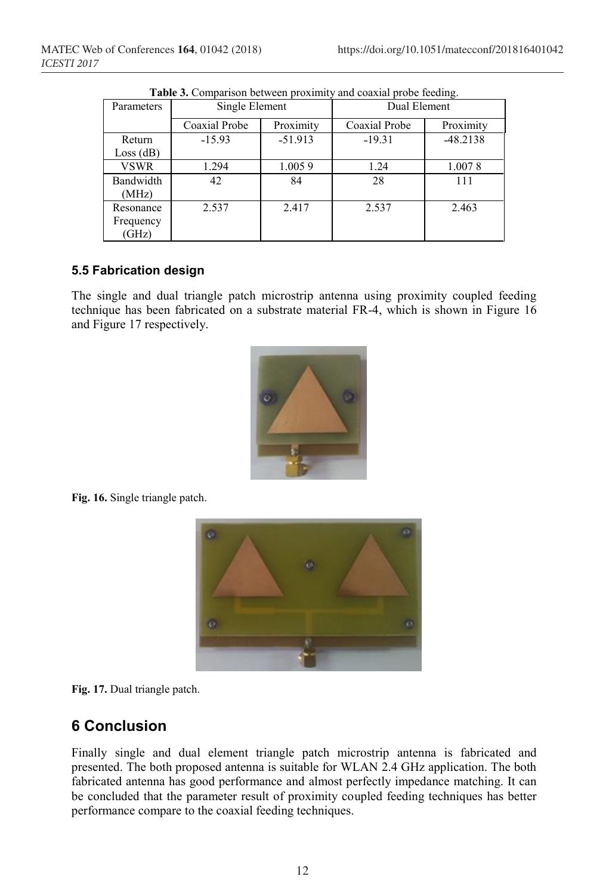**Table 3.** Comparison between proximity and coaxial probe feeding.

| Parameters | Single Element | | Dual Element | |
|---|---|---|---|---|
| | Coaxial Probe | Proximity | Coaxial Probe | Proximity |
| Return Loss (dB) | -15.93 | -51.913 | -19.31 | -48.2138 |
| VSWR | 1.294 | 1.005 9 | 1.24 | 1.007 8 |
| Bandwidth (MHz) | 42 | 84 | 28 | 111 |
| Resonance Frequency (GHz) | 2.537 | 2.417 | 2.537 | 2.463 |

### 5.5 Fabrication design

The single and dual triangle patch microstrip antenna using proximity coupled feeding technique has been fabricated on a substrate material FR-4, which is shown in Figure 16 and Figure 17 respectively.

**Fig. 16.** Single triangle patch.

**Fig. 17.** Dual triangle patch.

## 6 Conclusion

Finally single and dual element triangle patch microstrip antenna is fabricated and presented. The both proposed antenna is suitable for WLAN 2.4 GHz application. The both fabricated antenna has good performance and almost perfectly impedance matching. It can be concluded that the parameter result of proximity coupled feeding techniques has better performance compare to the coaxial feeding techniques.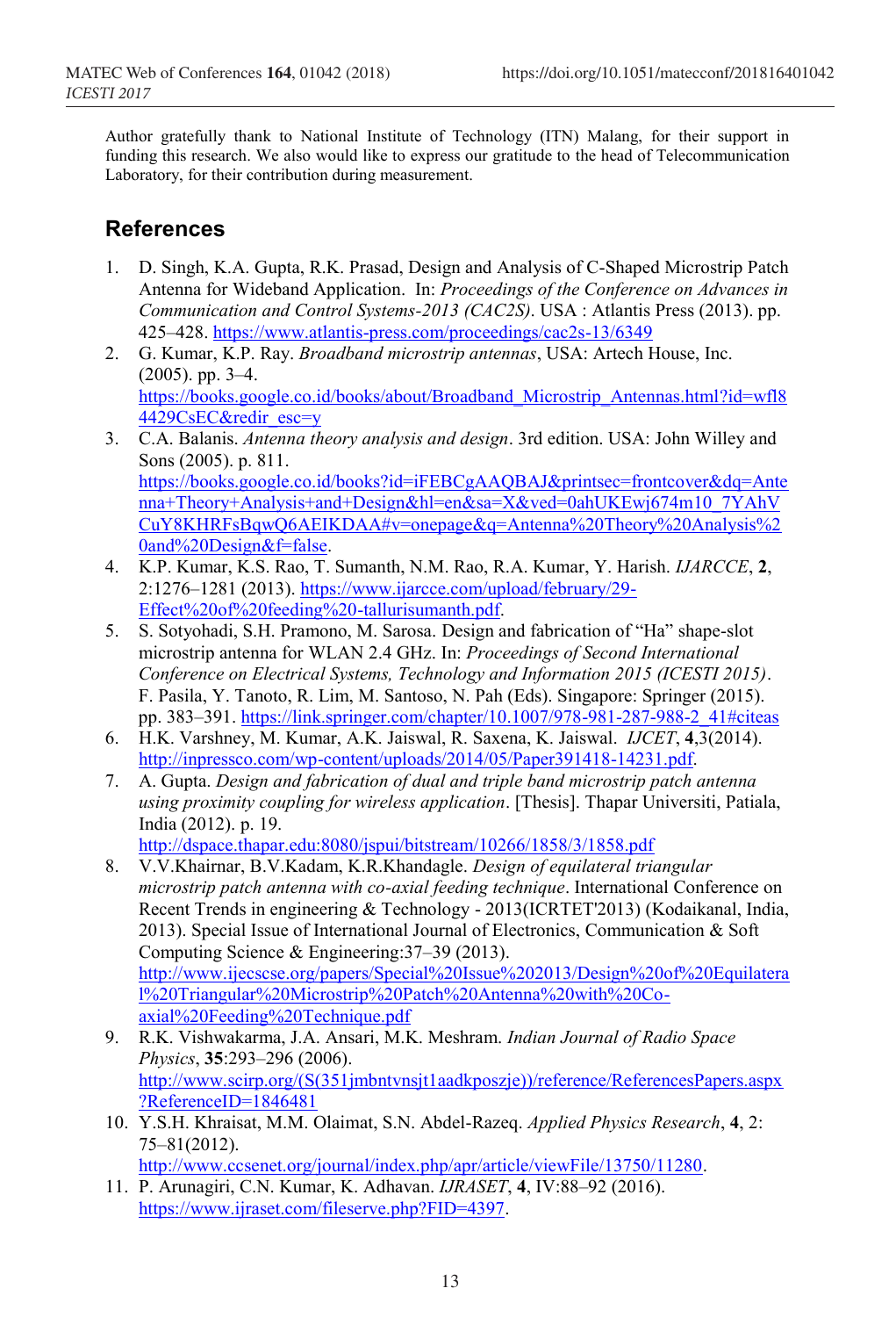Author gratefully thank to National Institute of Technology (ITN) Malang, for their support in funding this research. We also would like to express our gratitude to the head of Telecommunication Laboratory, for their contribution during measurement.

## References

1. D. Singh, K.A. Gupta, R.K. Prasad, Design and Analysis of C-Shaped Microstrip Patch Antenna for Wideband Application. In: *Proceedings of the Conference on Advances in Communication and Control Systems-2013 (CAC2S)*. USA : Atlantis Press (2013). pp. 425–428. https://www.atlantis-press.com/proceedings/cac2s-13/6349
2. G. Kumar, K.P. Ray. *Broadband microstrip antennas*, USA: Artech House, Inc. (2005). pp. 3–4. https://books.google.co.id/books/about/Broadband_Microstrip_Antennas.html?id=wfl84429CsEC&redir_esc=y
3. C.A. Balanis. *Antenna theory analysis and design*. 3rd edition. USA: John Willey and Sons (2005). p. 811. https://books.google.co.id/books?id=iFEBCgAAQBAJ&printsec=frontcover&dq=Antenna+Theory+Analysis+and+Design&hl=en&sa=X&ved=0ahUKEwj674m10_7YAhVCuY8KHRFsBqwQ6AEIKDAA#v=onepage&q=Antenna%20Theory%20Analysis%20and%20Design&f=false.
4. K.P. Kumar, K.S. Rao, T. Sumanth, N.M. Rao, R.A. Kumar, Y. Harish. *IJARCCE*, **2**, 2:1276–1281 (2013). https://www.ijarcce.com/upload/february/29-Effect%20of%20feeding%20-tallurisumanth.pdf.
5. S. Sotyohadi, S.H. Pramono, M. Sarosa. Design and fabrication of "Ha" shape-slot microstrip antenna for WLAN 2.4 GHz. In: *Proceedings of Second International Conference on Electrical Systems, Technology and Information 2015 (ICESTI 2015)*. F. Pasila, Y. Tanoto, R. Lim, M. Santoso, N. Pah (Eds). Singapore: Springer (2015). pp. 383–391. https://link.springer.com/chapter/10.1007/978-981-287-988-2_41#citeas
6. H.K. Varshney, M. Kumar, A.K. Jaiswal, R. Saxena, K. Jaiswal. *IJCET*, **4**,3(2014). http://inpressco.com/wp-content/uploads/2014/05/Paper391418-14231.pdf.
7. A. Gupta. *Design and fabrication of dual and triple band microstrip patch antenna using proximity coupling for wireless application*. [Thesis]. Thapar Universiti, Patiala, India (2012). p. 19. http://dspace.thapar.edu:8080/jspui/bitstream/10266/1858/3/1858.pdf
8. V.V.Khairnar, B.V.Kadam, K.R.Khandagle. *Design of equilateral triangular microstrip patch antenna with co-axial feeding technique*. International Conference on Recent Trends in engineering & Technology - 2013(ICRTET'2013) (Kodaikanal, India, 2013). Special Issue of International Journal of Electronics, Communication & Soft Computing Science & Engineering:37–39 (2013). http://www.ijecscse.org/papers/Special%20Issue%202013/Design%20of%20Equilateral%20Triangular%20Microstrip%20Patch%20Antenna%20with%20Co-axial%20Feeding%20Technique.pdf
9. R.K. Vishwakarma, J.A. Ansari, M.K. Meshram. *Indian Journal of Radio Space Physics*, **35**:293–296 (2006). http://www.scirp.org/(S(351jmbntvnsjt1aadkposzje))/reference/ReferencesPapers.aspx?ReferenceID=1846481
10. Y.S.H. Khraisat, M.M. Olaimat, S.N. Abdel-Razeq. *Applied Physics Research*, **4**, 2: 75–81(2012). http://www.ccsenet.org/journal/index.php/apr/article/viewFile/13750/11280.
11. P. Arunagiri, C.N. Kumar, K. Adhavan. *IJRASET*, **4**, IV:88–92 (2016). https://www.ijraset.com/fileserve.php?FID=4397.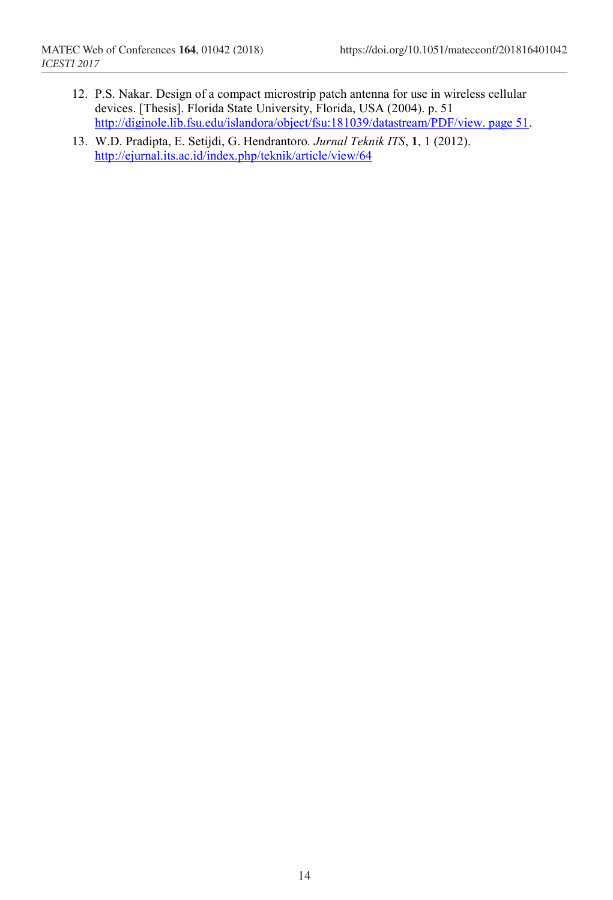12. P.S. Nakar. Design of a compact microstrip patch antenna for use in wireless cellular devices. [Thesis]. Florida State University, Florida, USA (2004). p. 51 http://diginole.lib.fsu.edu/islandora/object/fsu:181039/datastream/PDF/view. page 51.
13. W.D. Pradipta, E. Setijdi, G. Hendrantoro. *Jurnal Teknik ITS*, **1**, 1 (2012). http://ejurnal.its.ac.id/index.php/teknik/article/view/64